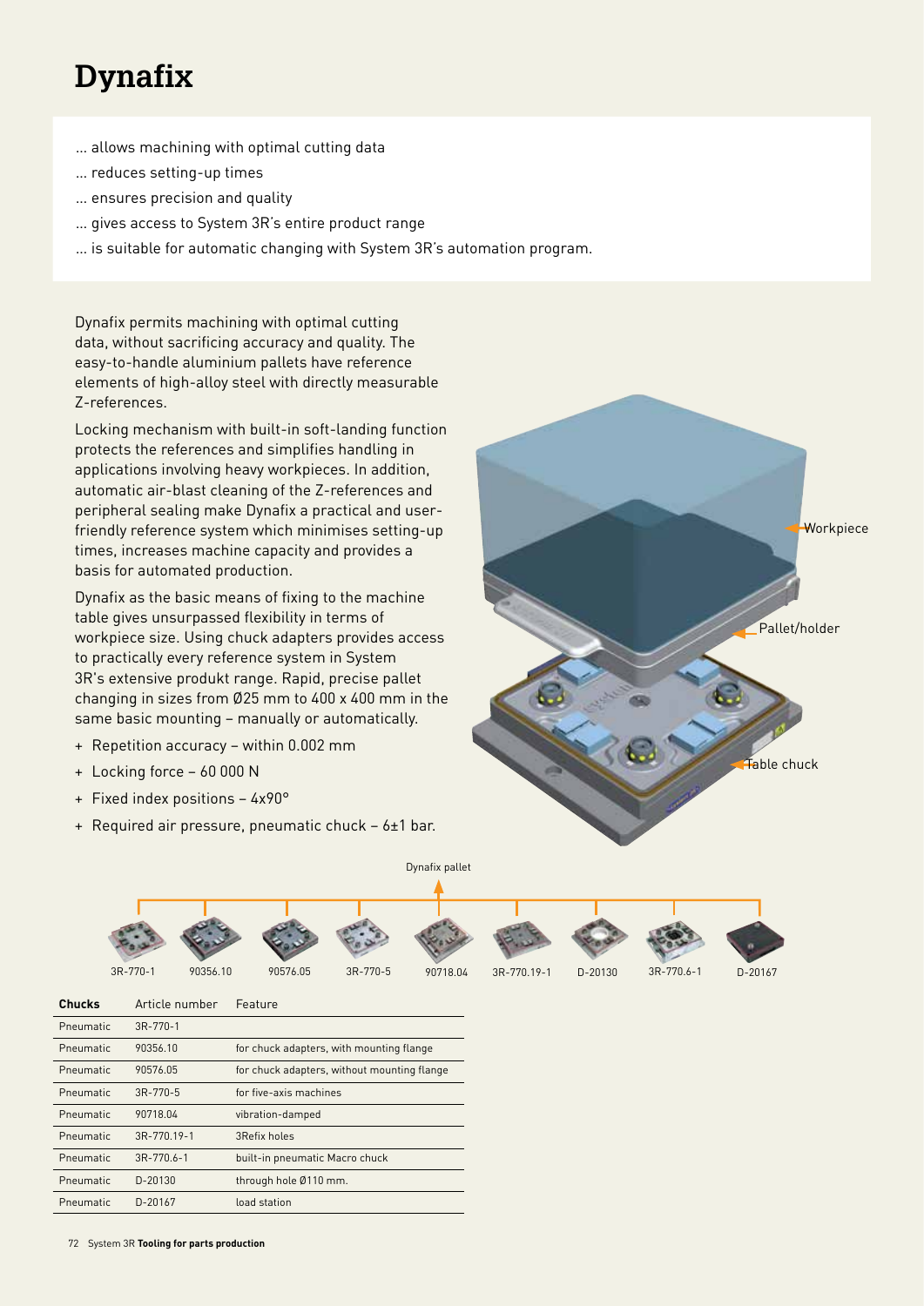# Dynafix

... allows machining with optimal cutting data
... reduces setting-up times
... ensures precision and quality
... gives access to System 3R's entire product range
... is suitable for automatic changing with System 3R's automation program.

Dynafix permits machining with optimal cutting data, without sacrificing accuracy and quality. The easy-to-handle aluminium pallets have reference elements of high-alloy steel with directly measurable Z-references.

Locking mechanism with built-in soft-landing function protects the references and simplifies handling in applications involving heavy workpieces. In addition, automatic air-blast cleaning of the Z-references and peripheral sealing make Dynafix a practical and user-friendly reference system which minimises setting-up times, increases machine capacity and provides a basis for automated production.

Dynafix as the basic means of fixing to the machine table gives unsurpassed flexibility in terms of workpiece size. Using chuck adapters provides access to practically every reference system in System 3R's extensive produkt range. Rapid, precise pallet changing in sizes from Ø25 mm to 400 x 400 mm in the same basic mounting – manually or automatically.

+ Repetition accuracy – within 0.002 mm
+ Locking force – 60 000 N
+ Fixed index positions – 4x90°
+ Required air pressure, pneumatic chuck – 6±1 bar.

Workpiece

Pallet/holder

Table chuck

Dynafix pallet

3R-770-1 | 90356.10 | 90576.05 | 3R-770-5 | 90718.04 | 3R-770.19-1 | D-20130 | 3R-770.6-1 | D-20167

| Chucks | Article number | Feature |
|---|---|---|
| Pneumatic | 3R-770-1 | |
| Pneumatic | 90356.10 | for chuck adapters, with mounting flange |
| Pneumatic | 90576.05 | for chuck adapters, without mounting flange |
| Pneumatic | 3R-770-5 | for five-axis machines |
| Pneumatic | 90718.04 | vibration-damped |
| Pneumatic | 3R-770.19-1 | 3Refix holes |
| Pneumatic | 3R-770.6-1 | built-in pneumatic Macro chuck |
| Pneumatic | D-20130 | through hole Ø110 mm. |
| Pneumatic | D-20167 | load station |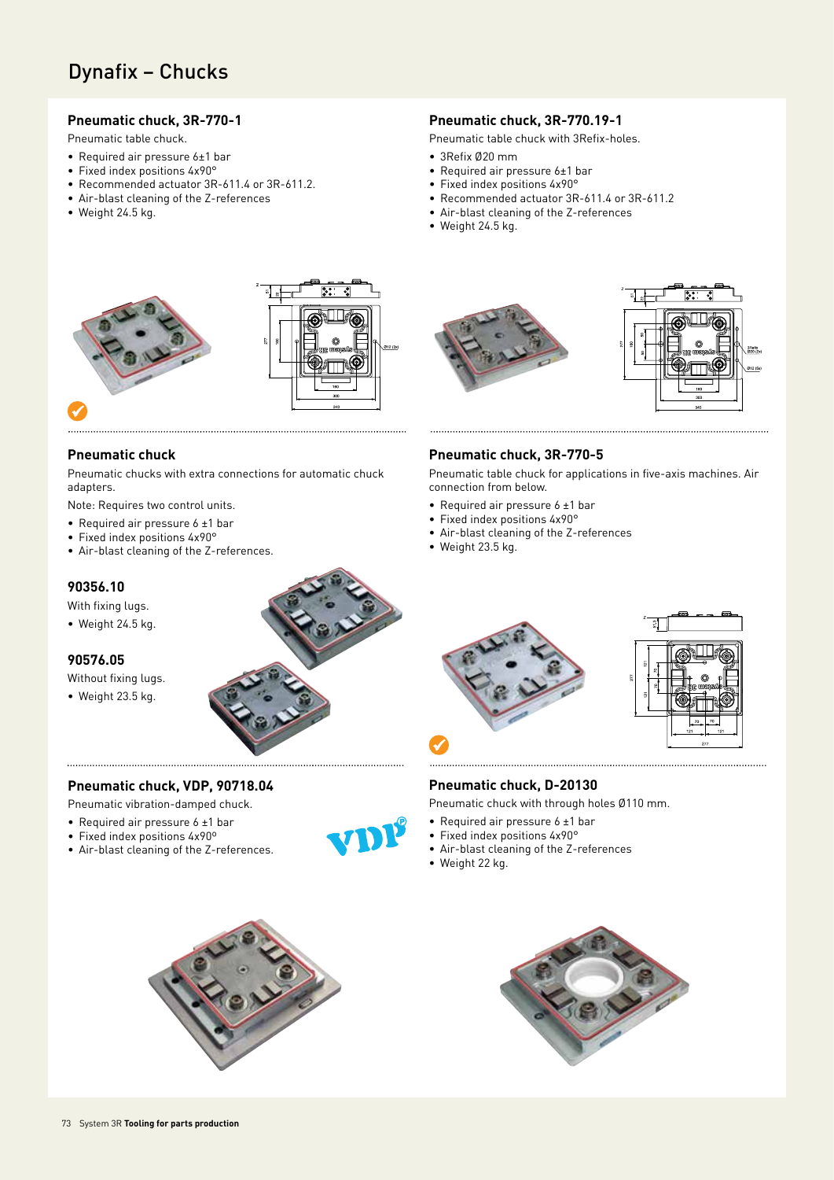# Dynafix – Chucks

## Pneumatic chuck, 3R-770-1

Pneumatic table chuck.

- Required air pressure 6±1 bar
- Fixed index positions 4x90°
- Recommended actuator 3R-611.4 or 3R-611.2.
- Air-blast cleaning of the Z-references
- Weight 24.5 kg.

## Pneumatic chuck, 3R-770.19-1

Pneumatic table chuck with 3Refix-holes.

- 3Refix Ø20 mm
- Required air pressure 6±1 bar
- Fixed index positions 4x90°
- Recommended actuator 3R-611.4 or 3R-611.2
- Air-blast cleaning of the Z-references
- Weight 24.5 kg.

## Pneumatic chuck

Pneumatic chucks with extra connections for automatic chuck adapters.

Note: Requires two control units.

- Required air pressure 6 ±1 bar
- Fixed index positions 4x90°
- Air-blast cleaning of the Z-references.

### 90356.10

With fixing lugs.

- Weight 24.5 kg.

### 90576.05

Without fixing lugs.

- Weight 23.5 kg.

## Pneumatic chuck, 3R-770-5

Pneumatic table chuck for applications in five-axis machines. Air connection from below.

- Required air pressure 6 ±1 bar
- Fixed index positions 4x90°
- Air-blast cleaning of the Z-references
- Weight 23.5 kg.

## Pneumatic chuck, VDP, 90718.04

Pneumatic vibration-damped chuck.

- Required air pressure 6 ±1 bar
- Fixed index positions 4x90°
- Air-blast cleaning of the Z-references.

## Pneumatic chuck, D-20130

Pneumatic chuck with through holes Ø110 mm.

- Required air pressure 6 ±1 bar
- Fixed index positions 4x90°
- Air-blast cleaning of the Z-references
- Weight 22 kg.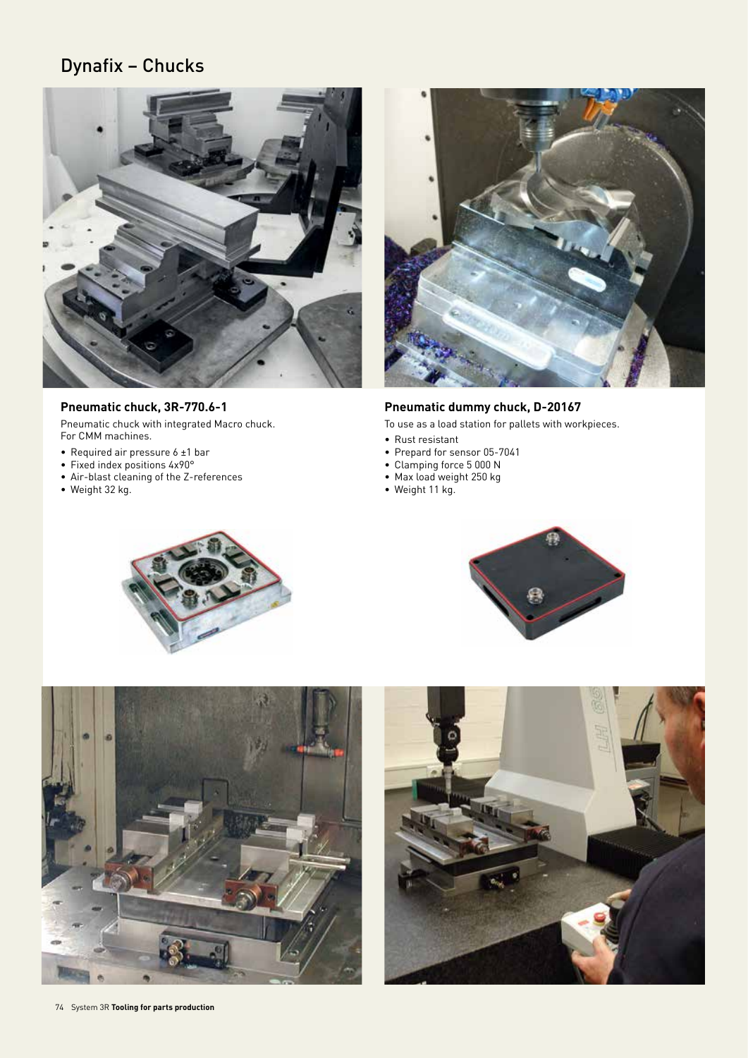# Dynafix – Chucks

### Pneumatic chuck, 3R-770.6-1

Pneumatic chuck with integrated Macro chuck.
For CMM machines.

- Required air pressure 6 ±1 bar
- Fixed index positions 4x90°
- Air-blast cleaning of the Z-references
- Weight 32 kg.

### Pneumatic dummy chuck, D-20167

To use as a load station for pallets with workpieces.

- Rust resistant
- Prepard for sensor 05-7041
- Clamping force 5 000 N
- Max load weight 250 kg
- Weight 11 kg.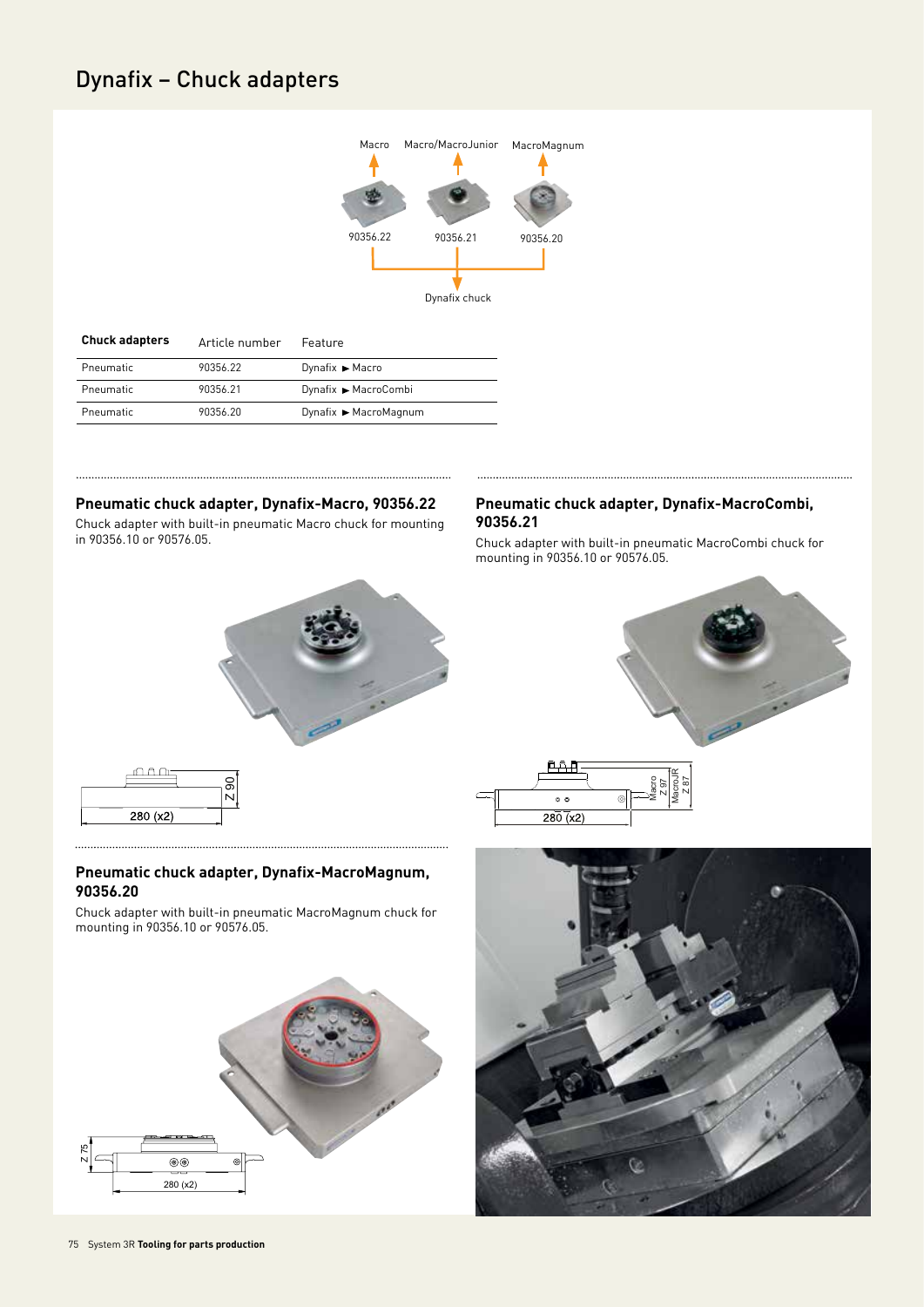# Dynafix – Chuck adapters

| Chuck adapters | Article number | Feature |
| --- | --- | --- |
| Pneumatic | 90356.22 | Dynafix ► Macro |
| Pneumatic | 90356.21 | Dynafix ► MacroCombi |
| Pneumatic | 90356.20 | Dynafix ► MacroMagnum |

## Pneumatic chuck adapter, Dynafix-Macro, 90356.22

Chuck adapter with built-in pneumatic Macro chuck for mounting in 90356.10 or 90576.05.

## Pneumatic chuck adapter, Dynafix-MacroCombi, 90356.21

Chuck adapter with built-in pneumatic MacroCombi chuck for mounting in 90356.10 or 90576.05.

## Pneumatic chuck adapter, Dynafix-MacroMagnum, 90356.20

Chuck adapter with built-in pneumatic MacroMagnum chuck for mounting in 90356.10 or 90576.05.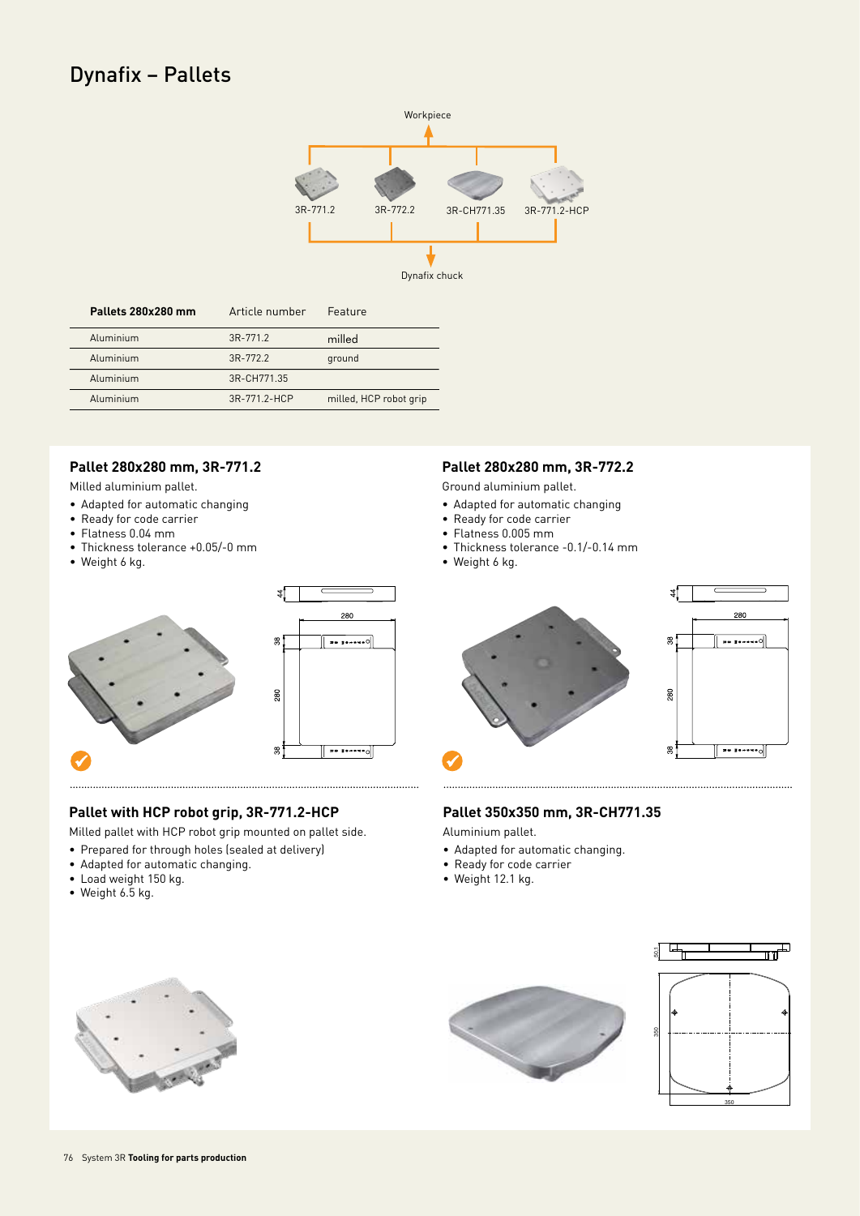# Dynafix – Pallets

| Pallets 280x280 mm | Article number | Feature |
|---|---|---|
| Aluminium | 3R-771.2 | milled |
| Aluminium | 3R-772.2 | ground |
| Aluminium | 3R-CH771.35 | |
| Aluminium | 3R-771.2-HCP | milled, HCP robot grip |

### Pallet 280x280 mm, 3R-771.2

Milled aluminium pallet.

- Adapted for automatic changing
- Ready for code carrier
- Flatness 0.04 mm
- Thickness tolerance +0.05/-0 mm
- Weight 6 kg.

### Pallet 280x280 mm, 3R-772.2

Ground aluminium pallet.

- Adapted for automatic changing
- Ready for code carrier
- Flatness 0.005 mm
- Thickness tolerance -0.1/-0.14 mm
- Weight 6 kg.

### Pallet with HCP robot grip, 3R-771.2-HCP

Milled pallet with HCP robot grip mounted on pallet side.

- Prepared for through holes (sealed at delivery)
- Adapted for automatic changing.
- Load weight 150 kg.
- Weight 6.5 kg.

### Pallet 350x350 mm, 3R-CH771.35

Aluminium pallet.

- Adapted for automatic changing.
- Ready for code carrier
- Weight 12.1 kg.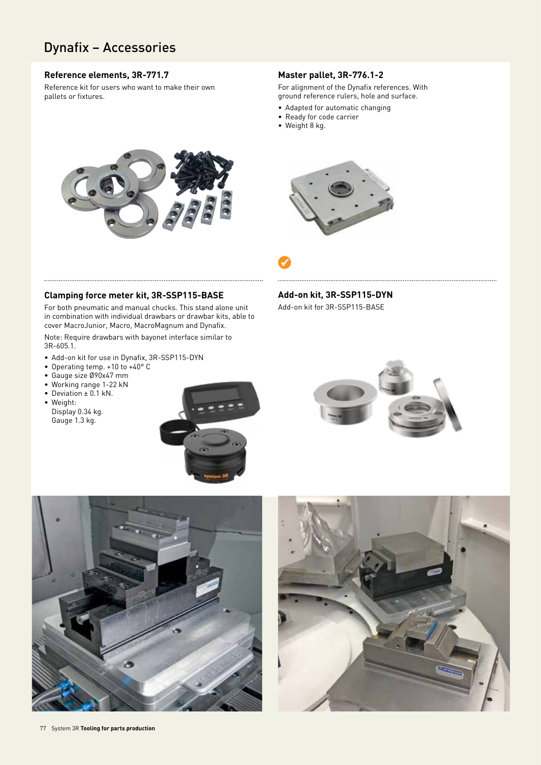# Dynafix – Accessories

## Reference elements, 3R-771.7

Reference kit for users who want to make their own pallets or fixtures.

## Master pallet, 3R-776.1-2

For alignment of the Dynafix references. With ground reference rulers, hole and surface.

- Adapted for automatic changing
- Ready for code carrier
- Weight 8 kg.

## Clamping force meter kit, 3R-SSP115-BASE

For both pneumatic and manual chucks. This stand alone unit in combination with individual drawbars or drawbar kits, able to cover MacroJunior, Macro, MacroMagnum and Dynafix.

Note: Require drawbars with bayonet interface similar to 3R-605.1.

- Add-on kit for use in Dynafix, 3R-SSP115-DYN
- Operating temp. +10 to +40° C
- Gauge size Ø90x47 mm
- Working range 1-22 kN
- Deviation ± 0.1 kN.
- Weight:
  Display 0.34 kg.
  Gauge 1.3 kg.

## Add-on kit, 3R-SSP115-DYN

Add-on kit for 3R-SSP115-BASE